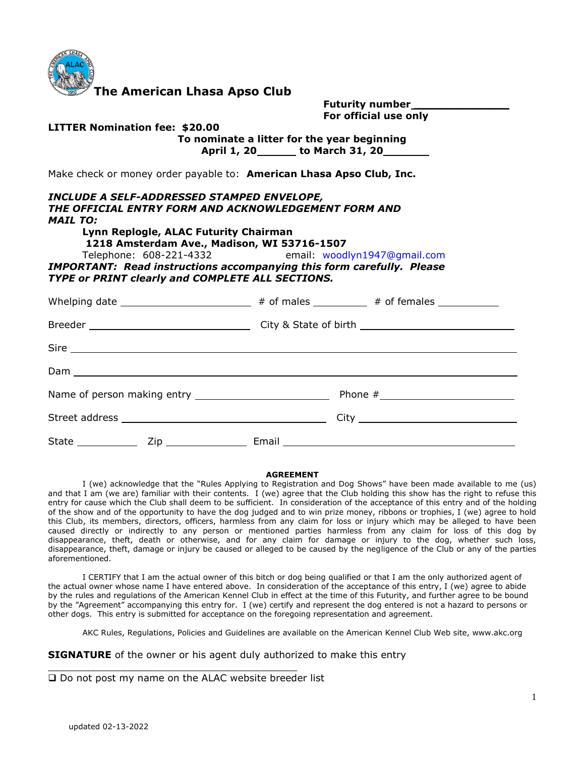# The American Lhasa Apso Club

**Futurity number\_\_\_\_\_\_\_\_\_\_\_\_\_\_\_**
**For official use only**

**LITTER Nomination fee: $20.00**

**To nominate a litter for the year beginning**
**April 1, 20\_\_\_\_\_\_ to March 31, 20\_\_\_\_\_\_\_**

Make check or money order payable to: **American Lhasa Apso Club, Inc.**

***INCLUDE A SELF-ADDRESSED STAMPED ENVELOPE, THE OFFICIAL ENTRY FORM AND ACKNOWLEDGEMENT FORM AND MAIL TO:***

**Lynn Replogle, ALAC Futurity Chairman**
**1218 Amsterdam Ave., Madison, WI 53716-1507**
Telephone: 608-221-4332 email: woodlyn1947@gmail.com

***IMPORTANT: Read instructions accompanying this form carefully. Please TYPE or PRINT clearly and COMPLETE ALL SECTIONS.***

Whelping date \_\_\_\_\_\_\_\_\_\_\_\_\_\_\_\_\_\_\_\_\_\_ # of males \_\_\_\_\_\_\_\_\_\_ # of females \_\_\_\_\_\_\_\_\_\_\_

Breeder \_\_\_\_\_\_\_\_\_\_\_\_\_\_\_\_\_\_\_\_\_\_\_\_\_\_\_\_\_ City & State of birth \_\_\_\_\_\_\_\_\_\_\_\_\_\_\_\_\_\_\_\_\_\_\_\_\_\_\_

Sire \_\_\_\_\_\_\_\_\_\_\_\_\_\_\_\_\_\_\_\_\_\_\_\_\_\_\_\_\_\_\_\_\_\_\_\_\_\_\_\_\_\_\_\_\_\_\_\_\_\_\_\_\_\_\_\_\_\_\_\_\_\_\_\_\_\_\_\_\_\_\_\_\_

Dam \_\_\_\_\_\_\_\_\_\_\_\_\_\_\_\_\_\_\_\_\_\_\_\_\_\_\_\_\_\_\_\_\_\_\_\_\_\_\_\_\_\_\_\_\_\_\_\_\_\_\_\_\_\_\_\_\_\_\_\_\_\_\_\_\_\_\_\_\_\_\_\_\_

Name of person making entry \_\_\_\_\_\_\_\_\_\_\_\_\_\_\_\_\_\_\_\_\_\_\_\_ Phone # \_\_\_\_\_\_\_\_\_\_\_\_\_\_\_\_\_\_\_\_\_\_\_\_

Street address \_\_\_\_\_\_\_\_\_\_\_\_\_\_\_\_\_\_\_\_\_\_\_\_\_\_\_\_\_\_\_\_\_\_\_\_ City \_\_\_\_\_\_\_\_\_\_\_\_\_\_\_\_\_\_\_\_\_\_\_\_\_\_\_

State \_\_\_\_\_\_\_\_\_\_\_ Zip \_\_\_\_\_\_\_\_\_\_\_\_\_\_ Email \_\_\_\_\_\_\_\_\_\_\_\_\_\_\_\_\_\_\_\_\_\_\_\_\_\_\_\_\_\_\_\_\_\_\_\_\_\_\_\_

**AGREEMENT**

I (we) acknowledge that the "Rules Applying to Registration and Dog Shows" have been made available to me (us) and that I am (we are) familiar with their contents. I (we) agree that the Club holding this show has the right to refuse this entry for cause which the Club shall deem to be sufficient. In consideration of the acceptance of this entry and of the holding of the show and of the opportunity to have the dog judged and to win prize money, ribbons or trophies, I (we) agree to hold this Club, its members, directors, officers, harmless from any claim for loss or injury which may be alleged to have been caused directly or indirectly to any person or mentioned parties harmless from any claim for loss of this dog by disappearance, theft, death or otherwise, and for any claim for damage or injury to the dog, whether such loss, disappearance, theft, damage or injury be caused or alleged to be caused by the negligence of the Club or any of the parties aforementioned.

I CERTIFY that I am the actual owner of this bitch or dog being qualified or that I am the only authorized agent of the actual owner whose name I have entered above. In consideration of the acceptance of this entry, I (we) agree to abide by the rules and regulations of the American Kennel Club in effect at the time of this Futurity, and further agree to be bound by the "Agreement" accompanying this entry for. I (we) certify and represent the dog entered is not a hazard to persons or other dogs. This entry is submitted for acceptance on the foregoing representation and agreement.

AKC Rules, Regulations, Policies and Guidelines are available on the American Kennel Club Web site, www.akc.org

**SIGNATURE** of the owner or his agent duly authorized to make this entry

\_\_\_\_\_\_\_\_\_\_\_\_\_\_\_\_\_\_\_\_\_\_\_\_\_\_\_\_\_\_\_\_\_\_\_\_\_\_\_\_\_\_\_

❑ Do not post my name on the ALAC website breeder list

updated 02-13-2022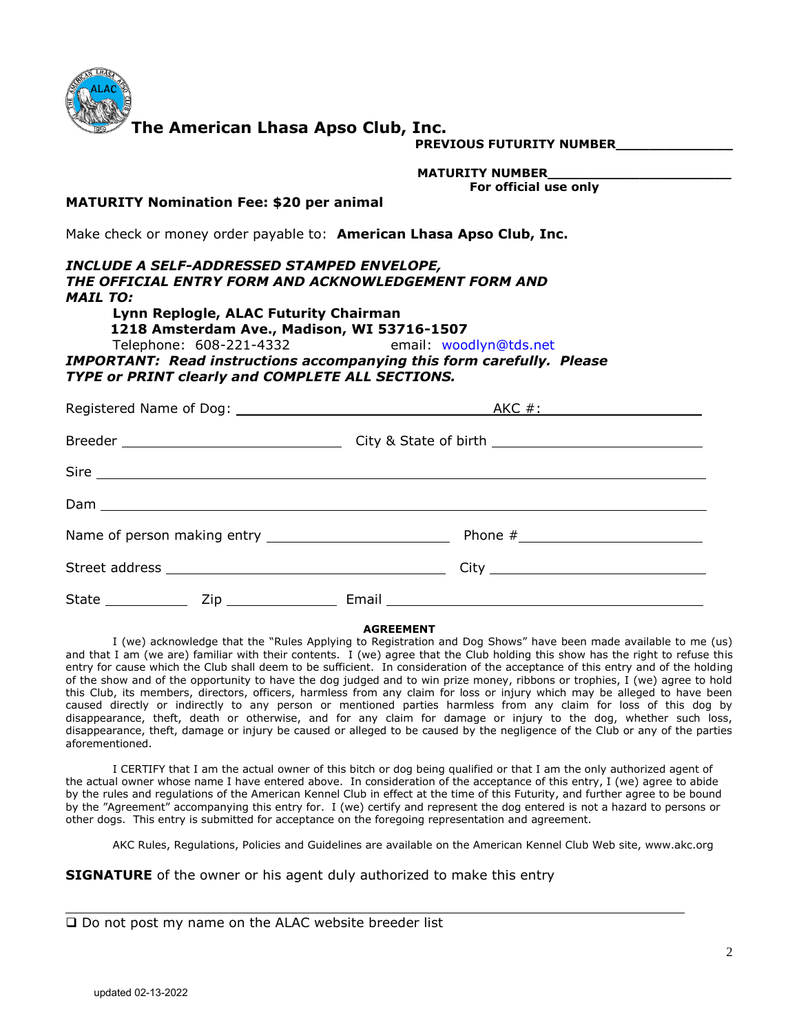# The American Lhasa Apso Club, Inc.

**PREVIOUS FUTURITY NUMBER______________**

**MATURITY NUMBER______________________**
**For official use only**

**MATURITY Nomination Fee: $20 per animal**

Make check or money order payable to: **American Lhasa Apso Club, Inc.**

***INCLUDE A SELF-ADDRESSED STAMPED ENVELOPE, THE OFFICIAL ENTRY FORM AND ACKNOWLEDGEMENT FORM AND MAIL TO:***

**Lynn Replogle, ALAC Futurity Chairman**
**1218 Amsterdam Ave., Madison, WI 53716-1507**
Telephone: 608-221-4332 email: woodlyn@tds.net

***IMPORTANT: Read instructions accompanying this form carefully. Please TYPE or PRINT clearly and COMPLETE ALL SECTIONS.***

Registered Name of Dog: ______________________________ AKC #: ____________________

Breeder ____________________________ City & State of birth ____________________________

Sire ______________________________________________________________________________

Dam ______________________________________________________________________________

Name of person making entry ________________________ Phone # ________________________

Street address __________________________________ City ____________________________

State ___________ Zip ______________ Email __________________________________________

**AGREEMENT**

I (we) acknowledge that the "Rules Applying to Registration and Dog Shows" have been made available to me (us) and that I am (we are) familiar with their contents. I (we) agree that the Club holding this show has the right to refuse this entry for cause which the Club shall deem to be sufficient. In consideration of the acceptance of this entry and of the holding of the show and of the opportunity to have the dog judged and to win prize money, ribbons or trophies, I (we) agree to hold this Club, its members, directors, officers, harmless from any claim for loss or injury which may be alleged to have been caused directly or indirectly to any person or mentioned parties harmless from any claim for loss of this dog by disappearance, theft, death or otherwise, and for any claim for damage or injury to the dog, whether such loss, disappearance, theft, damage or injury be caused or alleged to be caused by the negligence of the Club or any of the parties aforementioned.

I CERTIFY that I am the actual owner of this bitch or dog being qualified or that I am the only authorized agent of the actual owner whose name I have entered above. In consideration of the acceptance of this entry, I (we) agree to abide by the rules and regulations of the American Kennel Club in effect at the time of this Futurity, and further agree to be bound by the "Agreement" accompanying this entry for. I (we) certify and represent the dog entered is not a hazard to persons or other dogs. This entry is submitted for acceptance on the foregoing representation and agreement.

AKC Rules, Regulations, Policies and Guidelines are available on the American Kennel Club Web site, www.akc.org

**SIGNATURE** of the owner or his agent duly authorized to make this entry

______________________________________________________________________________

❑ Do not post my name on the ALAC website breeder list

updated 02-13-2022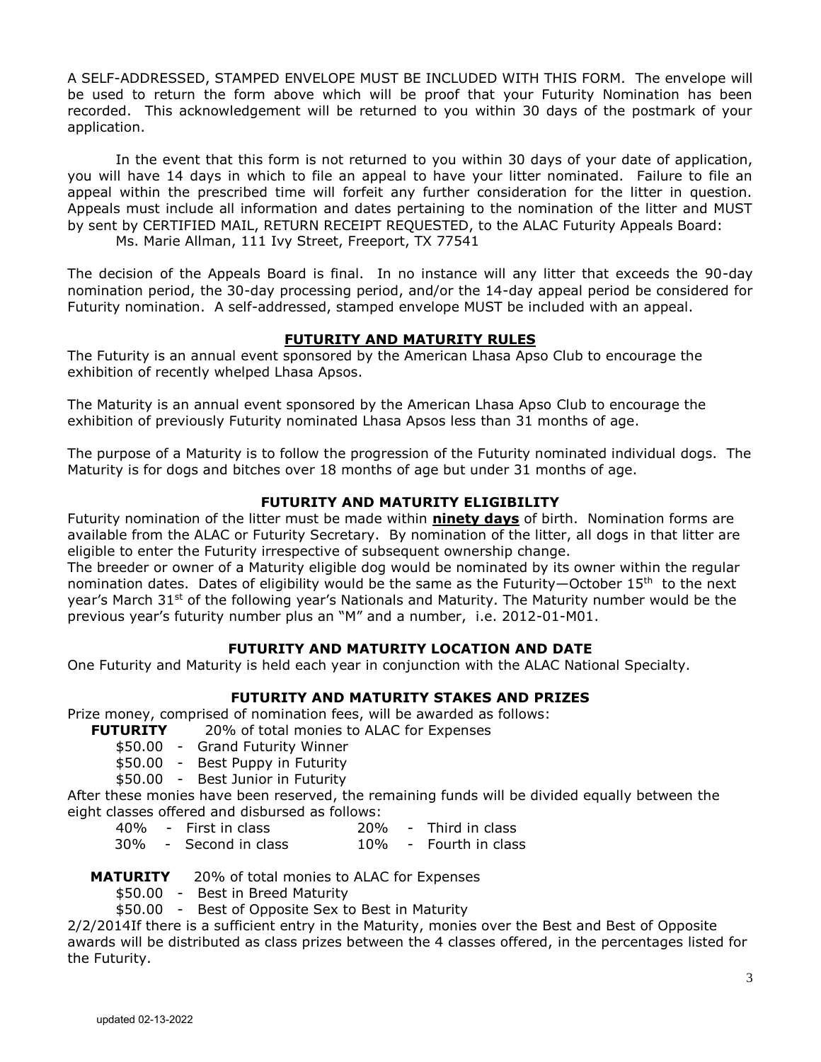A SELF-ADDRESSED, STAMPED ENVELOPE MUST BE INCLUDED WITH THIS FORM. The envelope will be used to return the form above which will be proof that your Futurity Nomination has been recorded. This acknowledgement will be returned to you within 30 days of the postmark of your application.

In the event that this form is not returned to you within 30 days of your date of application, you will have 14 days in which to file an appeal to have your litter nominated. Failure to file an appeal within the prescribed time will forfeit any further consideration for the litter in question. Appeals must include all information and dates pertaining to the nomination of the litter and MUST by sent by CERTIFIED MAIL, RETURN RECEIPT REQUESTED, to the ALAC Futurity Appeals Board:

Ms. Marie Allman, 111 Ivy Street, Freeport, TX 77541

The decision of the Appeals Board is final. In no instance will any litter that exceeds the 90-day nomination period, the 30-day processing period, and/or the 14-day appeal period be considered for Futurity nomination. A self-addressed, stamped envelope MUST be included with an appeal.

## FUTURITY AND MATURITY RULES

The Futurity is an annual event sponsored by the American Lhasa Apso Club to encourage the exhibition of recently whelped Lhasa Apsos.

The Maturity is an annual event sponsored by the American Lhasa Apso Club to encourage the exhibition of previously Futurity nominated Lhasa Apsos less than 31 months of age.

The purpose of a Maturity is to follow the progression of the Futurity nominated individual dogs. The Maturity is for dogs and bitches over 18 months of age but under 31 months of age.

### FUTURITY AND MATURITY ELIGIBILITY

Futurity nomination of the litter must be made within **ninety days** of birth. Nomination forms are available from the ALAC or Futurity Secretary. By nomination of the litter, all dogs in that litter are eligible to enter the Futurity irrespective of subsequent ownership change.

The breeder or owner of a Maturity eligible dog would be nominated by its owner within the regular nomination dates. Dates of eligibility would be the same as the Futurity—October 15th to the next year's March 31st of the following year's Nationals and Maturity. The Maturity number would be the previous year's futurity number plus an "M" and a number, i.e. 2012-01-M01.

### FUTURITY AND MATURITY LOCATION AND DATE

One Futurity and Maturity is held each year in conjunction with the ALAC National Specialty.

### FUTURITY AND MATURITY STAKES AND PRIZES

Prize money, comprised of nomination fees, will be awarded as follows:

**FUTURITY** 20% of total monies to ALAC for Expenses

- $50.00 - Grand Futurity Winner
- $50.00 - Best Puppy in Futurity
- $50.00 - Best Junior in Futurity

After these monies have been reserved, the remaining funds will be divided equally between the eight classes offered and disbursed as follows:

- 40% - First in class
- 30% - Second in class
- 20% - Third in class
- 10% - Fourth in class

**MATURITY** 20% of total monies to ALAC for Expenses

- $50.00 - Best in Breed Maturity
- $50.00 - Best of Opposite Sex to Best in Maturity

2/2/2014If there is a sufficient entry in the Maturity, monies over the Best and Best of Opposite awards will be distributed as class prizes between the 4 classes offered, in the percentages listed for the Futurity.

updated 02-13-2022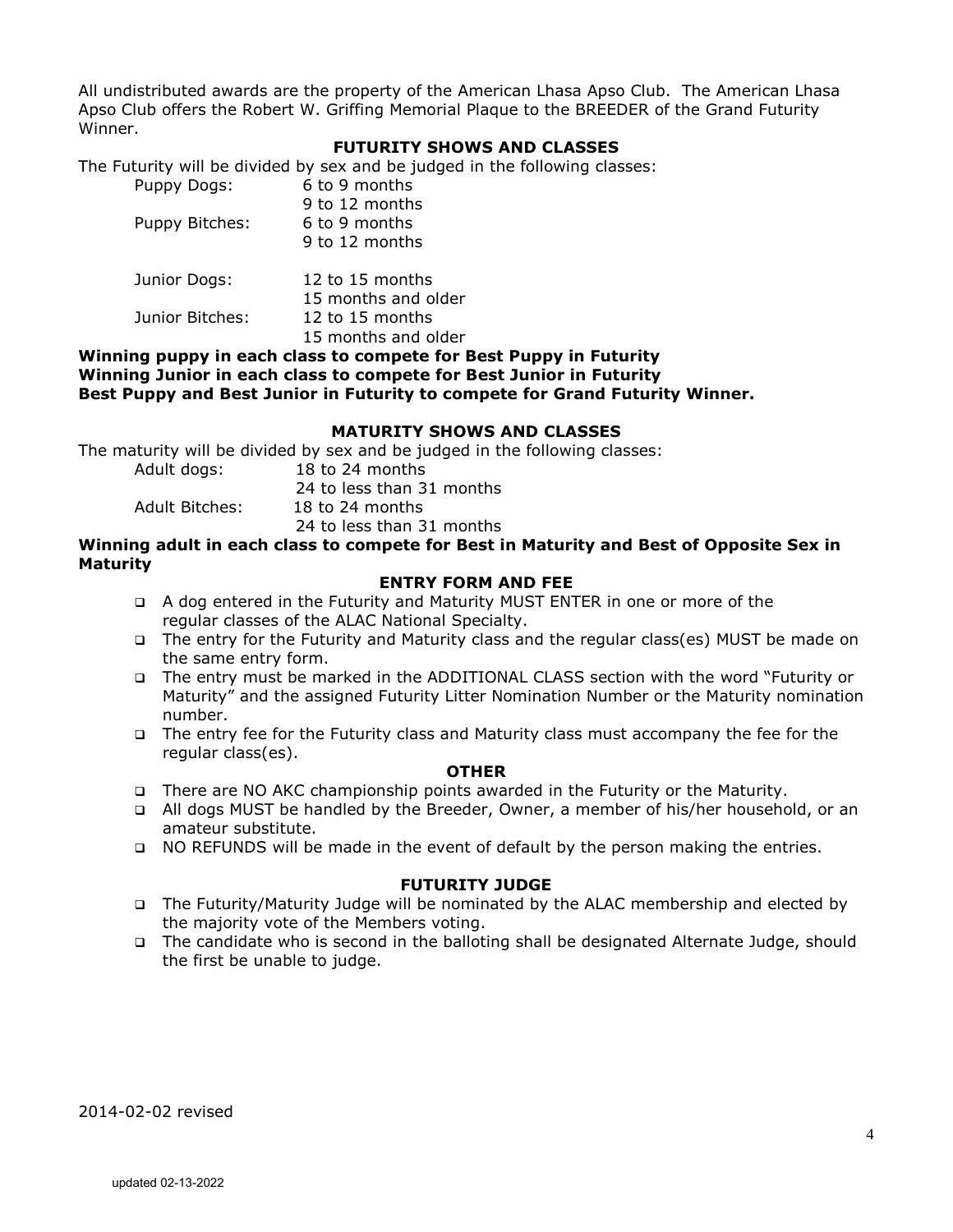All undistributed awards are the property of the American Lhasa Apso Club. The American Lhasa Apso Club offers the Robert W. Griffing Memorial Plaque to the BREEDER of the Grand Futurity Winner.

### FUTURITY SHOWS AND CLASSES

The Futurity will be divided by sex and be judged in the following classes:

| | |
|---|---|
| Puppy Dogs: | 6 to 9 months |
| | 9 to 12 months |
| Puppy Bitches: | 6 to 9 months |
| | 9 to 12 months |
| Junior Dogs: | 12 to 15 months |
| | 15 months and older |
| Junior Bitches: | 12 to 15 months |
| | 15 months and older |

**Winning puppy in each class to compete for Best Puppy in Futurity**
**Winning Junior in each class to compete for Best Junior in Futurity**
**Best Puppy and Best Junior in Futurity to compete for Grand Futurity Winner.**

### MATURITY SHOWS AND CLASSES

The maturity will be divided by sex and be judged in the following classes:

| | |
|---|---|
| Adult dogs: | 18 to 24 months |
| | 24 to less than 31 months |
| Adult Bitches: | 18 to 24 months |
| | 24 to less than 31 months |

**Winning adult in each class to compete for Best in Maturity and Best of Opposite Sex in Maturity**

### ENTRY FORM AND FEE

- A dog entered in the Futurity and Maturity MUST ENTER in one or more of the regular classes of the ALAC National Specialty.
- The entry for the Futurity and Maturity class and the regular class(es) MUST be made on the same entry form.
- The entry must be marked in the ADDITIONAL CLASS section with the word "Futurity or Maturity" and the assigned Futurity Litter Nomination Number or the Maturity nomination number.
- The entry fee for the Futurity class and Maturity class must accompany the fee for the regular class(es).

### OTHER

- There are NO AKC championship points awarded in the Futurity or the Maturity.
- All dogs MUST be handled by the Breeder, Owner, a member of his/her household, or an amateur substitute.
- NO REFUNDS will be made in the event of default by the person making the entries.

### FUTURITY JUDGE

- The Futurity/Maturity Judge will be nominated by the ALAC membership and elected by the majority vote of the Members voting.
- The candidate who is second in the balloting shall be designated Alternate Judge, should the first be unable to judge.

2014-02-02 revised

updated 02-13-2022